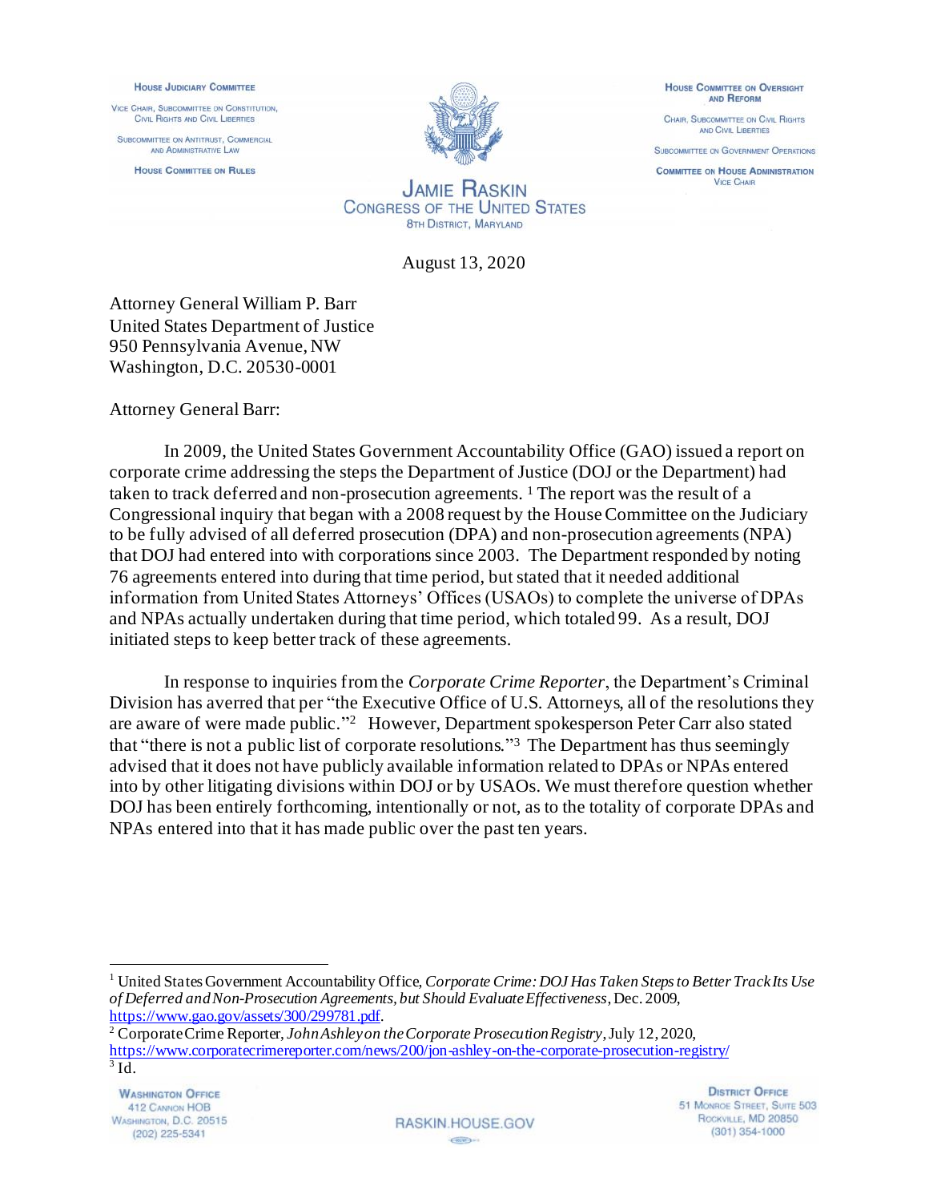HOUSE JUDICIARY COMMITTEE

VICE CHAIR, SUBCOMMITTEE ON CONSTITUTION, CIVIL RIGHTS AND CIVIL LIBERTIES

SUBCOMMITTEE ON ANTITRUST, COMMERCIAL AND ADMINISTRATIVE LAW

HOUSE COMMITTEE ON RULES

**JAMIE RASKIN**
CONGRESS OF THE UNITED STATES
8TH DISTRICT, MARYLAND

HOUSE COMMITTEE ON OVERSIGHT AND REFORM

CHAIR, SUBCOMMITTEE ON CIVIL RIGHTS AND CIVIL LIBERTIES

SUBCOMMITTEE ON GOVERNMENT OPERATIONS

COMMITTEE ON HOUSE ADMINISTRATION
VICE CHAIR

August 13, 2020

Attorney General William P. Barr
United States Department of Justice
950 Pennsylvania Avenue, NW
Washington, D.C. 20530-0001

Attorney General Barr:

In 2009, the United States Government Accountability Office (GAO) issued a report on corporate crime addressing the steps the Department of Justice (DOJ or the Department) had taken to track deferred and non-prosecution agreements. [1] The report was the result of a Congressional inquiry that began with a 2008 request by the House Committee on the Judiciary to be fully advised of all deferred prosecution (DPA) and non-prosecution agreements (NPA) that DOJ had entered into with corporations since 2003. The Department responded by noting 76 agreements entered into during that time period, but stated that it needed additional information from United States Attorneys' Offices (USAOs) to complete the universe of DPAs and NPAs actually undertaken during that time period, which totaled 99. As a result, DOJ initiated steps to keep better track of these agreements.

In response to inquiries from the *Corporate Crime Reporter*, the Department's Criminal Division has averred that per "the Executive Office of U.S. Attorneys, all of the resolutions they are aware of were made public."[2] However, Department spokesperson Peter Carr also stated that "there is not a public list of corporate resolutions."[3] The Department has thus seemingly advised that it does not have publicly available information related to DPAs or NPAs entered into by other litigating divisions within DOJ or by USAOs. We must therefore question whether DOJ has been entirely forthcoming, intentionally or not, as to the totality of corporate DPAs and NPAs entered into that it has made public over the past ten years.

---

[1] United States Government Accountability Office, *Corporate Crime: DOJ Has Taken Steps to Better Track Its Use of Deferred and Non-Prosecution Agreements, but Should Evaluate Effectiveness*, Dec. 2009, https://www.gao.gov/assets/300/299781.pdf.

[2] Corporate Crime Reporter, *John Ashley on the Corporate Prosecution Registry*, July 12, 2020, https://www.corporatecrimereporter.com/news/200/jon-ashley-on-the-corporate-prosecution-registry/

[3] Id.

WASHINGTON OFFICE
412 CANNON HOB
WASHINGTON, D.C. 20515
(202) 225-5341

RASKIN.HOUSE.GOV

DISTRICT OFFICE
51 MONROE STREET, SUITE 503
ROCKVILLE, MD 20850
(301) 354-1000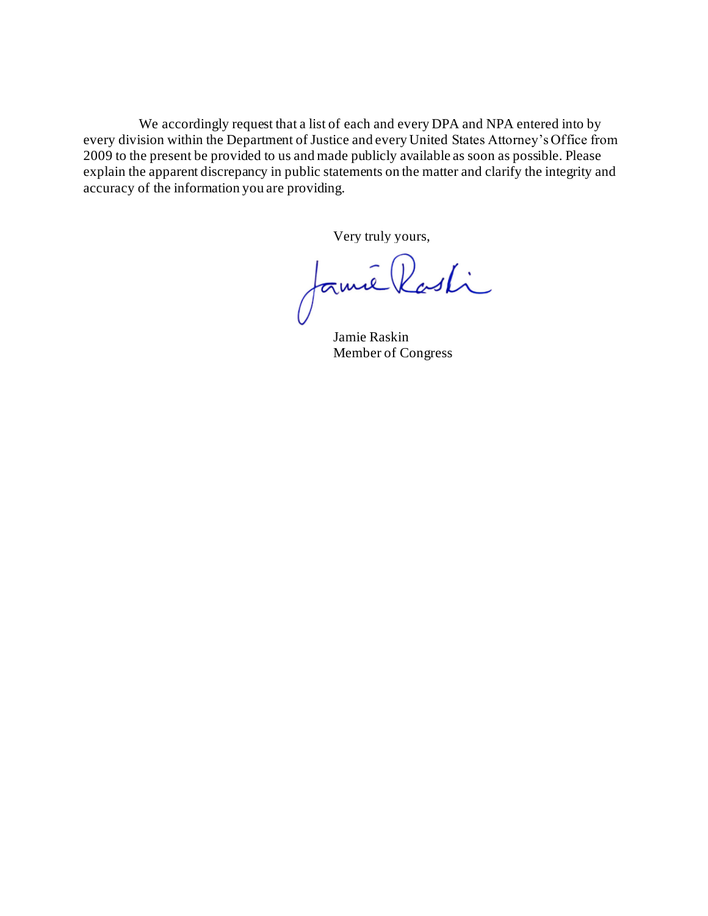We accordingly request that a list of each and every DPA and NPA entered into by every division within the Department of Justice and every United States Attorney's Office from 2009 to the present be provided to us and made publicly available as soon as possible. Please explain the apparent discrepancy in public statements on the matter and clarify the integrity and accuracy of the information you are providing.

Very truly yours,

Jamie Raskin
Member of Congress